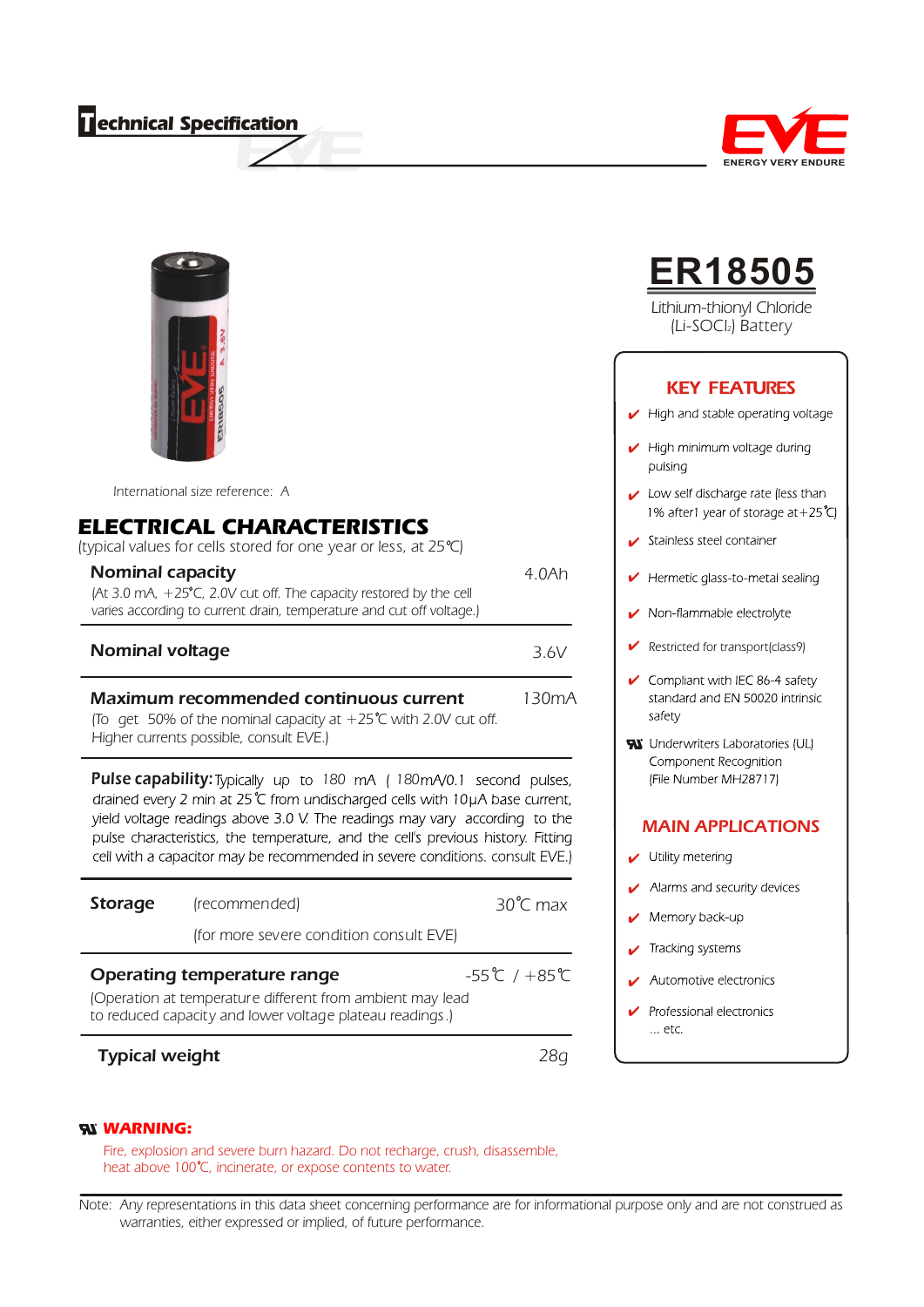# Technical Specification

EVE
ENERGY VERY ENDURE

# ER18505

Lithium-thionyl Chloride
($Li\text{-}SOCl_2$) Battery

International size reference: A

## ELECTRICAL CHARACTERISTICS

(typical values for cells stored for one year or less, at 25℃)

**Nominal capacity** — 4.0Ah
(At 3.0 mA, +25℃, 2.0V cut off. The capacity restored by the cell varies according to current drain, temperature and cut off voltage.)

**Nominal voltage** — 3.6V

**Maximum recommended continuous current** — 130mA
(To get 50% of the nominal capacity at +25℃ with 2.0V cut off. Higher currents possible, consult EVE.)

**Pulse capability:** Typically up to 180 mA ( 180mA/0.1 second pulses, drained every 2 min at 25℃ from undischarged cells with 10μA base current, yield voltage readings above 3.0 V. The readings may vary according to the pulse characteristics, the temperature, and the cell's previous history. Fitting cell with a capacitor may be recommended in severe conditions. consult EVE.)

**Storage** (recommended) — 30℃ max
(for more severe condition consult EVE)

**Operating temperature range** — -55℃ / +85℃
(Operation at temperature different from ambient may lead to reduced capacity and lower voltage plateau readings.)

**Typical weight** — 28g

## KEY FEATURES

- High and stable operating voltage
- High minimum voltage during pulsing
- Low self discharge rate (less than 1% after1 year of storage at+25℃)
- Stainless steel container
- Hermetic glass-to-metal sealing
- Non-flammable electrolyte
- Restricted for transport(class9)
- Compliant with IEC 86-4 safety standard and EN 50020 intrinsic safety
- Underwriters Laboratories (UL) Component Recognition (File Number MH28717)

## MAIN APPLICATIONS

- Utility metering
- Alarms and security devices
- Memory back-up
- Tracking systems
- Automotive electronics
- Professional electronics
  ... etc.

**WARNING:**
Fire, explosion and severe burn hazard. Do not recharge, crush, disassemble, heat above 100℃, incinerate, or expose contents to water.

Note: Any representations in this data sheet concerning performance are for informational purpose only and are not construed as warranties, either expressed or implied, of future performance.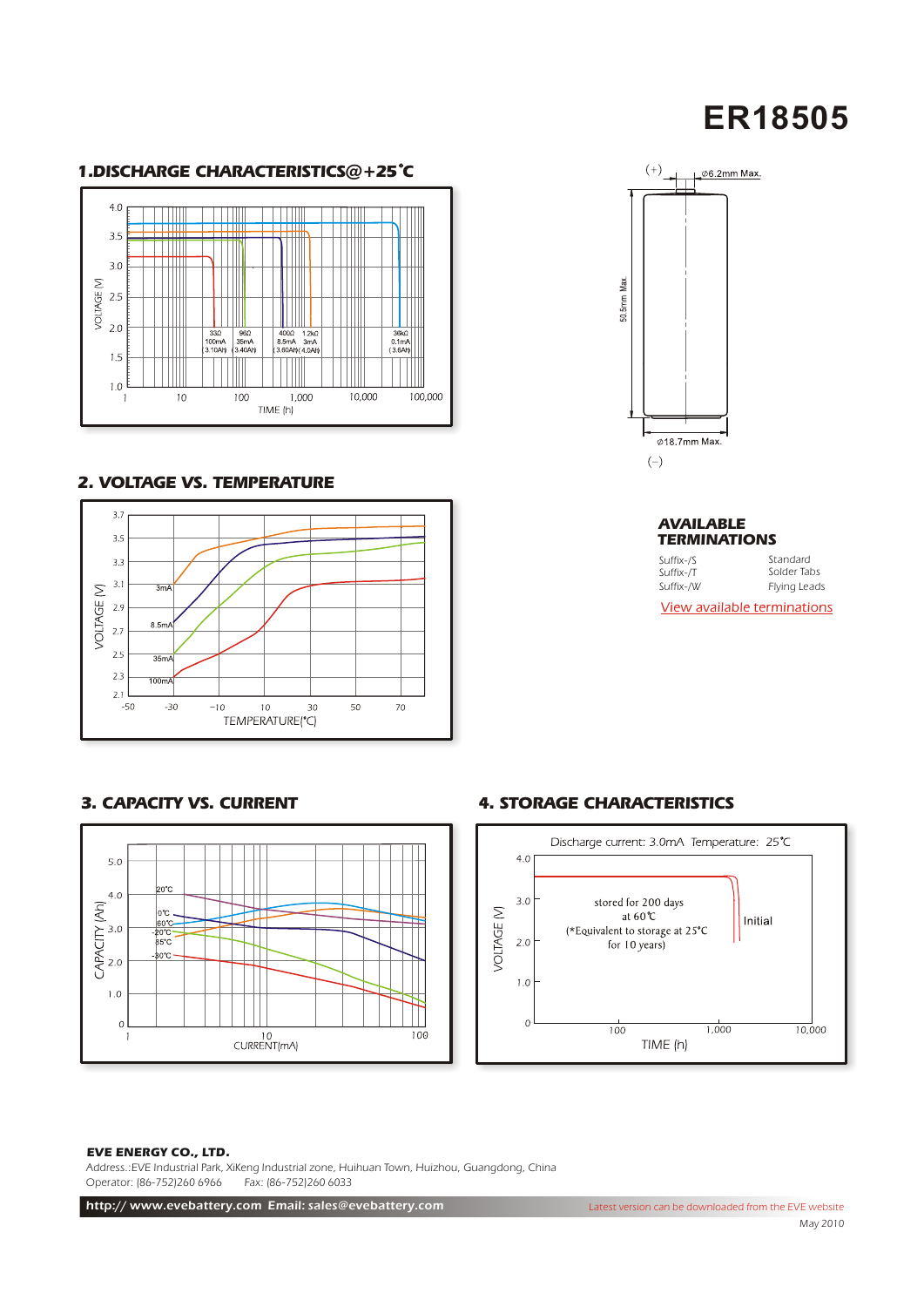# ER18505

## 1.DISCHARGE CHARACTERISTICS@+25˚C

4.0
3.5
3.0
2.5
2.0
1.5
1.0
VOLTAGE (V)

33Ω 100mA (3.10Ah)
96Ω 35mA (3.40Ah)
400Ω 8.5mA (3.60Ah)
1.2kΩ 3mA (4.0Ah)
36kΩ 0.1mA (3.6Ah)

1
10
100
1,000
10,000
100,000
TIME (h)

(+)
⌀6.2mm Max.
50.5mm Max.
⌀18.7mm Max.
(−)

## 2. VOLTAGE VS. TEMPERATURE

3.7
3.5
3.3
3.1
2.9
2.7
2.5
2.3
2.1
VOLTAGE (V)

3mA
8.5mA
35mA
100mA

-50
-30
-10
10
30
50
70
TEMPERATURE(℃)

## AVAILABLE TERMINATIONS

| | |
|---|---|
| Suffix-/S | Standard |
| Suffix-/T | Solder Tabs |
| Suffix-/W | Flying Leads |

View available terminations

## 3. CAPACITY VS. CURRENT

5.0
4.0
3.0
2.0
1.0
0
CAPACITY (Ah)

20℃
0℃
60℃
-20℃
85℃
-30℃

1
10
100
CURRENT(mA)

## 4. STORAGE CHARACTERISTICS

Discharge current: 3.0mA Temperature: 25℃

4.0
3.0
2.0
1.0
0
VOLTAGE (V)

stored for 200 days
at 60℃
(*Equivalent to storage at 25℃
for 10 years)

Initial

100
1,000
10,000
TIME (h)

**EVE ENERGY CO., LTD.**

Address.:EVE Industrial Park, XiKeng Industrial zone, Huihuan Town, Huizhou, Guangdong, China

Operator: (86-752)260 6966 Fax: (86-752)260 6033

**http:// www.evebattery.com Email: sales@evebattery.com**

Latest version can be downloaded from the EVE website

May 2010